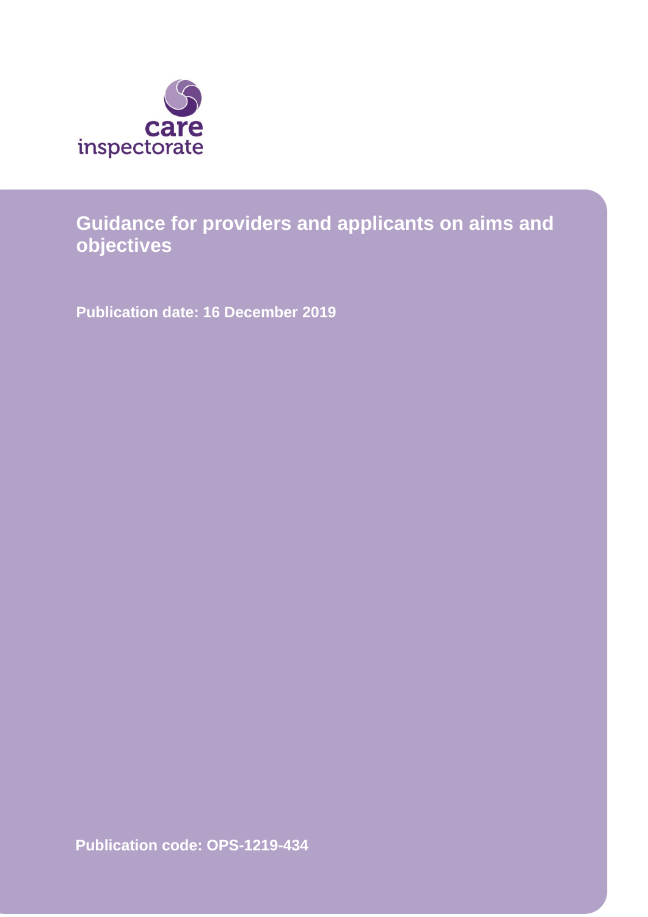care inspectorate

# Guidance for providers and applicants on aims and objectives

**Publication date: 16 December 2019**

**Publication code: OPS-1219-434**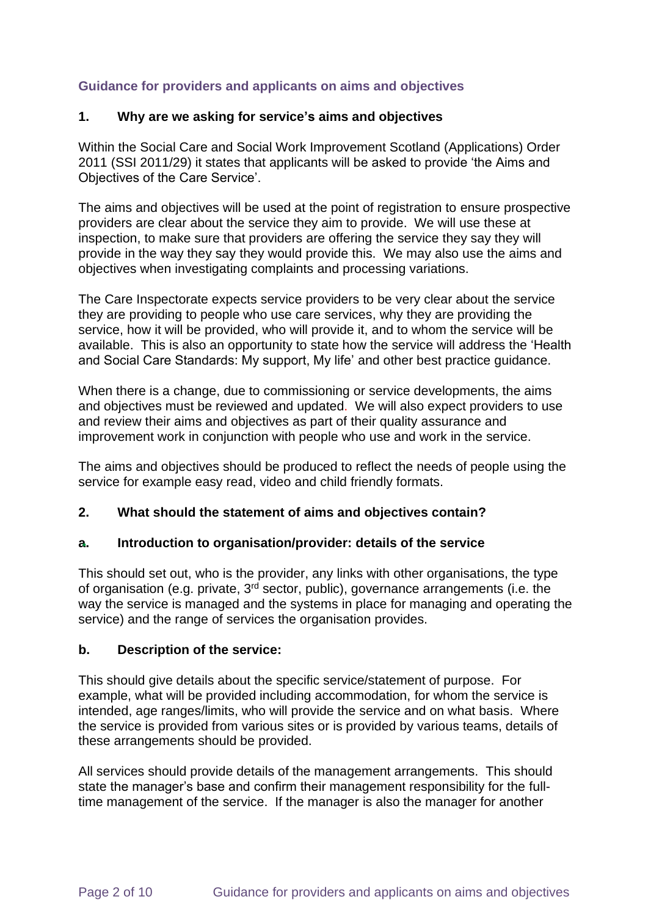## Guidance for providers and applicants on aims and objectives

### 1. Why are we asking for service's aims and objectives

Within the Social Care and Social Work Improvement Scotland (Applications) Order 2011 (SSI 2011/29) it states that applicants will be asked to provide 'the Aims and Objectives of the Care Service'.

The aims and objectives will be used at the point of registration to ensure prospective providers are clear about the service they aim to provide. We will use these at inspection, to make sure that providers are offering the service they say they will provide in the way they say they would provide this. We may also use the aims and objectives when investigating complaints and processing variations.

The Care Inspectorate expects service providers to be very clear about the service they are providing to people who use care services, why they are providing the service, how it will be provided, who will provide it, and to whom the service will be available. This is also an opportunity to state how the service will address the 'Health and Social Care Standards: My support, My life' and other best practice guidance.

When there is a change, due to commissioning or service developments, the aims and objectives must be reviewed and updated. We will also expect providers to use and review their aims and objectives as part of their quality assurance and improvement work in conjunction with people who use and work in the service.

The aims and objectives should be produced to reflect the needs of people using the service for example easy read, video and child friendly formats.

### 2. What should the statement of aims and objectives contain?

#### a. Introduction to organisation/provider: details of the service

This should set out, who is the provider, any links with other organisations, the type of organisation (e.g. private, 3rd sector, public), governance arrangements (i.e. the way the service is managed and the systems in place for managing and operating the service) and the range of services the organisation provides.

#### b. Description of the service:

This should give details about the specific service/statement of purpose. For example, what will be provided including accommodation, for whom the service is intended, age ranges/limits, who will provide the service and on what basis. Where the service is provided from various sites or is provided by various teams, details of these arrangements should be provided.

All services should provide details of the management arrangements. This should state the manager's base and confirm their management responsibility for the full-time management of the service. If the manager is also the manager for another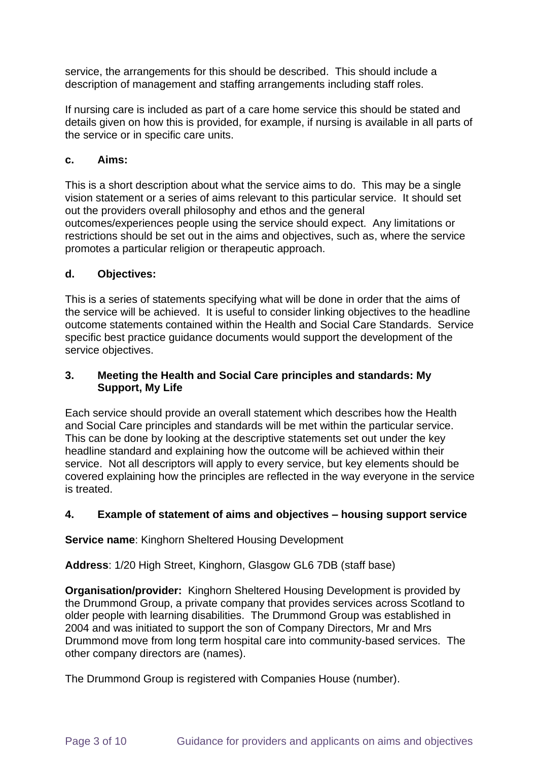service, the arrangements for this should be described. This should include a description of management and staffing arrangements including staff roles.

If nursing care is included as part of a care home service this should be stated and details given on how this is provided, for example, if nursing is available in all parts of the service or in specific care units.

#### c. Aims:

This is a short description about what the service aims to do. This may be a single vision statement or a series of aims relevant to this particular service. It should set out the providers overall philosophy and ethos and the general outcomes/experiences people using the service should expect. Any limitations or restrictions should be set out in the aims and objectives, such as, where the service promotes a particular religion or therapeutic approach.

#### d. Objectives:

This is a series of statements specifying what will be done in order that the aims of the service will be achieved. It is useful to consider linking objectives to the headline outcome statements contained within the Health and Social Care Standards. Service specific best practice guidance documents would support the development of the service objectives.

### 3. Meeting the Health and Social Care principles and standards: My Support, My Life

Each service should provide an overall statement which describes how the Health and Social Care principles and standards will be met within the particular service. This can be done by looking at the descriptive statements set out under the key headline standard and explaining how the outcome will be achieved within their service. Not all descriptors will apply to every service, but key elements should be covered explaining how the principles are reflected in the way everyone in the service is treated.

### 4. Example of statement of aims and objectives – housing support service

**Service name**: Kinghorn Sheltered Housing Development

**Address**: 1/20 High Street, Kinghorn, Glasgow GL6 7DB (staff base)

**Organisation/provider:** Kinghorn Sheltered Housing Development is provided by the Drummond Group, a private company that provides services across Scotland to older people with learning disabilities. The Drummond Group was established in 2004 and was initiated to support the son of Company Directors, Mr and Mrs Drummond move from long term hospital care into community-based services. The other company directors are (names).

The Drummond Group is registered with Companies House (number).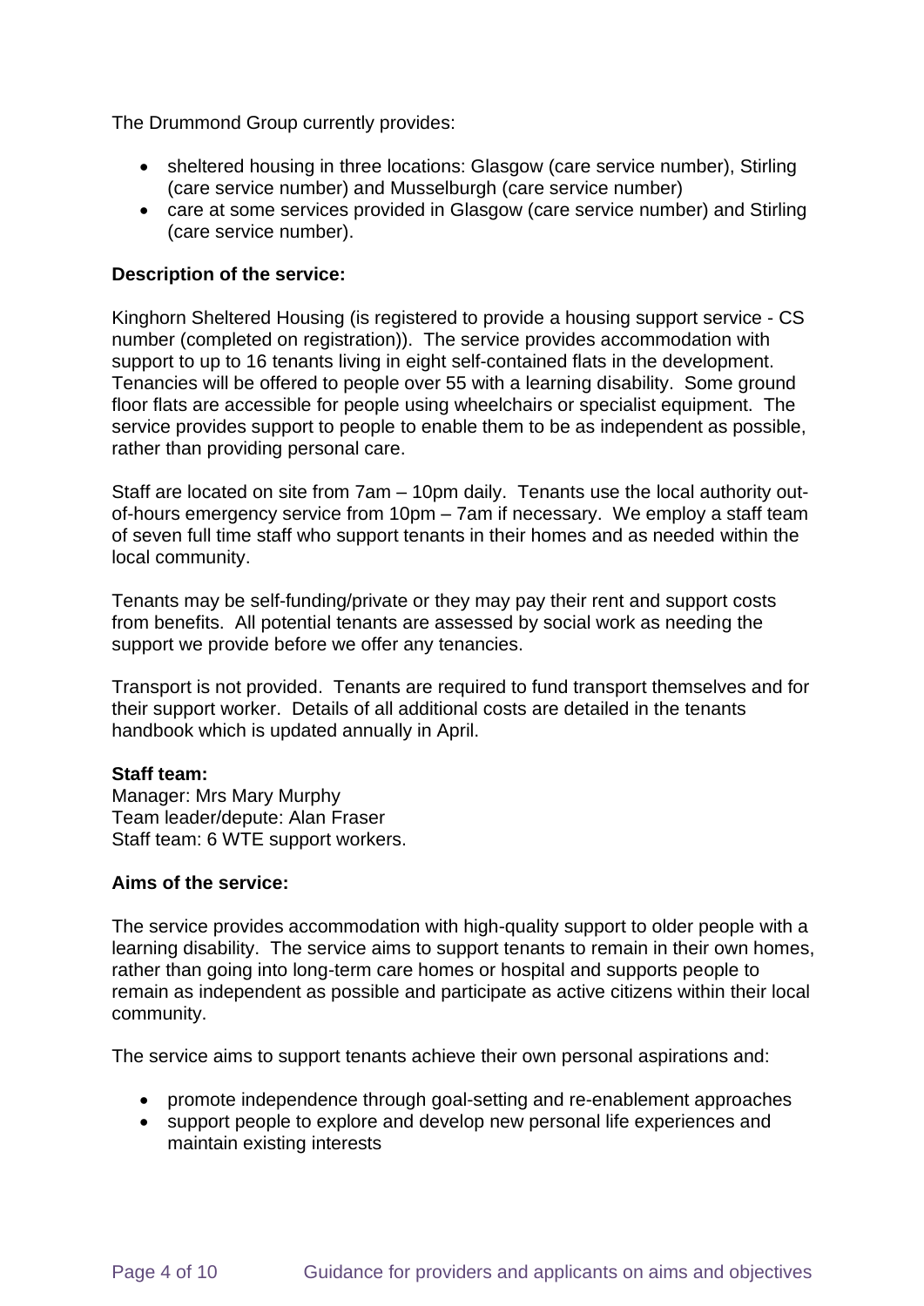The Drummond Group currently provides:

- sheltered housing in three locations: Glasgow (care service number), Stirling (care service number) and Musselburgh (care service number)
- care at some services provided in Glasgow (care service number) and Stirling (care service number).

**Description of the service:**

Kinghorn Sheltered Housing (is registered to provide a housing support service - CS number (completed on registration)). The service provides accommodation with support to up to 16 tenants living in eight self-contained flats in the development. Tenancies will be offered to people over 55 with a learning disability. Some ground floor flats are accessible for people using wheelchairs or specialist equipment. The service provides support to people to enable them to be as independent as possible, rather than providing personal care.

Staff are located on site from 7am – 10pm daily. Tenants use the local authority out-of-hours emergency service from 10pm – 7am if necessary. We employ a staff team of seven full time staff who support tenants in their homes and as needed within the local community.

Tenants may be self-funding/private or they may pay their rent and support costs from benefits. All potential tenants are assessed by social work as needing the support we provide before we offer any tenancies.

Transport is not provided. Tenants are required to fund transport themselves and for their support worker. Details of all additional costs are detailed in the tenants handbook which is updated annually in April.

**Staff team:**
Manager: Mrs Mary Murphy
Team leader/depute: Alan Fraser
Staff team: 6 WTE support workers.

**Aims of the service:**

The service provides accommodation with high-quality support to older people with a learning disability. The service aims to support tenants to remain in their own homes, rather than going into long-term care homes or hospital and supports people to remain as independent as possible and participate as active citizens within their local community.

The service aims to support tenants achieve their own personal aspirations and:

- promote independence through goal-setting and re-enablement approaches
- support people to explore and develop new personal life experiences and maintain existing interests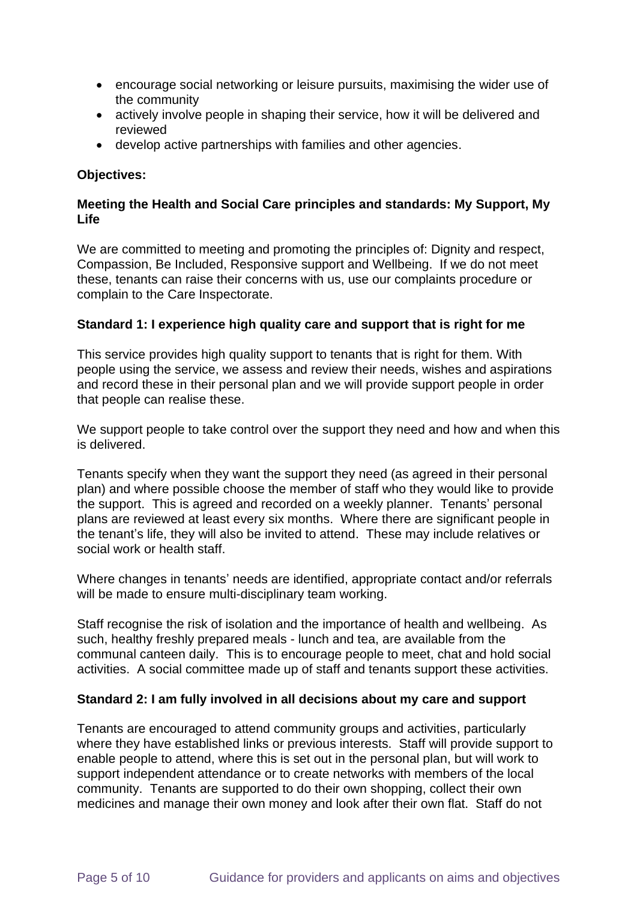- encourage social networking or leisure pursuits, maximising the wider use of the community
- actively involve people in shaping their service, how it will be delivered and reviewed
- develop active partnerships with families and other agencies.

**Objectives:**

**Meeting the Health and Social Care principles and standards: My Support, My Life**

We are committed to meeting and promoting the principles of: Dignity and respect, Compassion, Be Included, Responsive support and Wellbeing. If we do not meet these, tenants can raise their concerns with us, use our complaints procedure or complain to the Care Inspectorate.

**Standard 1: I experience high quality care and support that is right for me**

This service provides high quality support to tenants that is right for them. With people using the service, we assess and review their needs, wishes and aspirations and record these in their personal plan and we will provide support people in order that people can realise these.

We support people to take control over the support they need and how and when this is delivered.

Tenants specify when they want the support they need (as agreed in their personal plan) and where possible choose the member of staff who they would like to provide the support. This is agreed and recorded on a weekly planner. Tenants' personal plans are reviewed at least every six months. Where there are significant people in the tenant's life, they will also be invited to attend. These may include relatives or social work or health staff.

Where changes in tenants' needs are identified, appropriate contact and/or referrals will be made to ensure multi-disciplinary team working.

Staff recognise the risk of isolation and the importance of health and wellbeing. As such, healthy freshly prepared meals - lunch and tea, are available from the communal canteen daily. This is to encourage people to meet, chat and hold social activities. A social committee made up of staff and tenants support these activities.

**Standard 2: I am fully involved in all decisions about my care and support**

Tenants are encouraged to attend community groups and activities, particularly where they have established links or previous interests. Staff will provide support to enable people to attend, where this is set out in the personal plan, but will work to support independent attendance or to create networks with members of the local community. Tenants are supported to do their own shopping, collect their own medicines and manage their own money and look after their own flat. Staff do not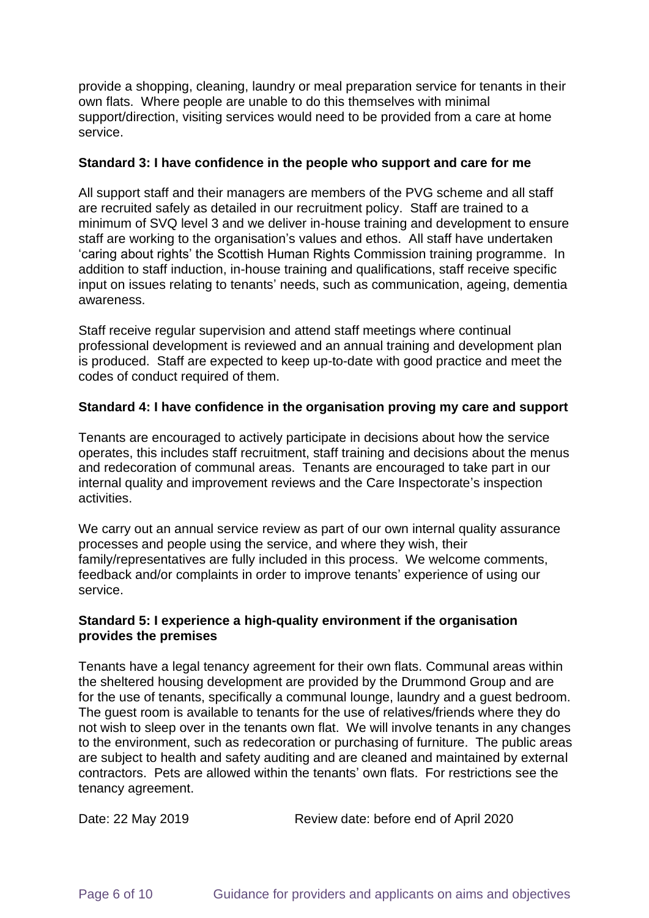provide a shopping, cleaning, laundry or meal preparation service for tenants in their own flats. Where people are unable to do this themselves with minimal support/direction, visiting services would need to be provided from a care at home service.

**Standard 3: I have confidence in the people who support and care for me**

All support staff and their managers are members of the PVG scheme and all staff are recruited safely as detailed in our recruitment policy. Staff are trained to a minimum of SVQ level 3 and we deliver in-house training and development to ensure staff are working to the organisation's values and ethos. All staff have undertaken 'caring about rights' the Scottish Human Rights Commission training programme. In addition to staff induction, in-house training and qualifications, staff receive specific input on issues relating to tenants' needs, such as communication, ageing, dementia awareness.

Staff receive regular supervision and attend staff meetings where continual professional development is reviewed and an annual training and development plan is produced. Staff are expected to keep up-to-date with good practice and meet the codes of conduct required of them.

**Standard 4: I have confidence in the organisation proving my care and support**

Tenants are encouraged to actively participate in decisions about how the service operates, this includes staff recruitment, staff training and decisions about the menus and redecoration of communal areas. Tenants are encouraged to take part in our internal quality and improvement reviews and the Care Inspectorate's inspection activities.

We carry out an annual service review as part of our own internal quality assurance processes and people using the service, and where they wish, their family/representatives are fully included in this process. We welcome comments, feedback and/or complaints in order to improve tenants' experience of using our service.

**Standard 5: I experience a high-quality environment if the organisation provides the premises**

Tenants have a legal tenancy agreement for their own flats. Communal areas within the sheltered housing development are provided by the Drummond Group and are for the use of tenants, specifically a communal lounge, laundry and a guest bedroom. The guest room is available to tenants for the use of relatives/friends where they do not wish to sleep over in the tenants own flat. We will involve tenants in any changes to the environment, such as redecoration or purchasing of furniture. The public areas are subject to health and safety auditing and are cleaned and maintained by external contractors. Pets are allowed within the tenants' own flats. For restrictions see the tenancy agreement.

Date: 22 May 2019 Review date: before end of April 2020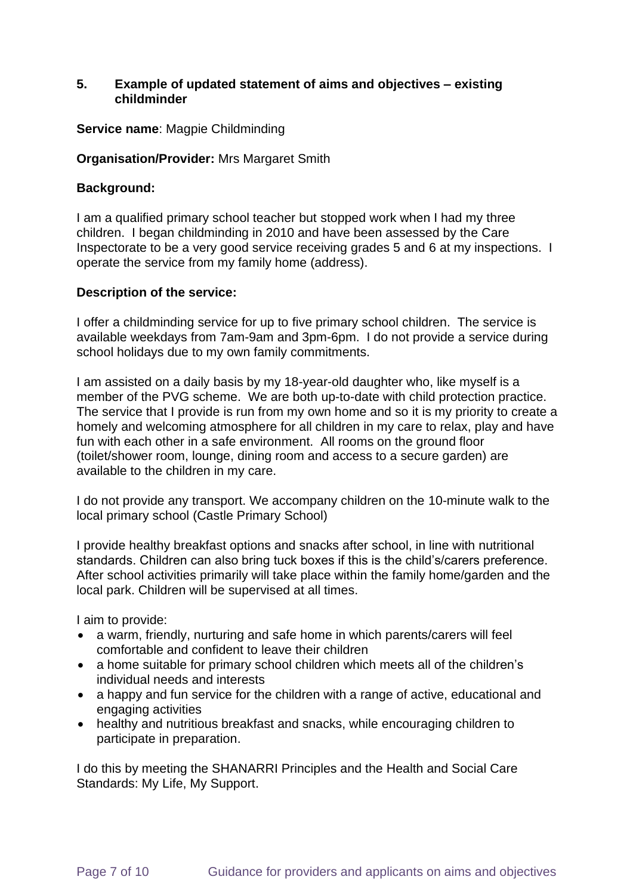## 5. Example of updated statement of aims and objectives – existing childminder

**Service name**: Magpie Childminding

**Organisation/Provider:** Mrs Margaret Smith

**Background:**

I am a qualified primary school teacher but stopped work when I had my three children. I began childminding in 2010 and have been assessed by the Care Inspectorate to be a very good service receiving grades 5 and 6 at my inspections. I operate the service from my family home (address).

**Description of the service:**

I offer a childminding service for up to five primary school children. The service is available weekdays from 7am-9am and 3pm-6pm. I do not provide a service during school holidays due to my own family commitments.

I am assisted on a daily basis by my 18-year-old daughter who, like myself is a member of the PVG scheme. We are both up-to-date with child protection practice. The service that I provide is run from my own home and so it is my priority to create a homely and welcoming atmosphere for all children in my care to relax, play and have fun with each other in a safe environment. All rooms on the ground floor (toilet/shower room, lounge, dining room and access to a secure garden) are available to the children in my care.

I do not provide any transport. We accompany children on the 10-minute walk to the local primary school (Castle Primary School)

I provide healthy breakfast options and snacks after school, in line with nutritional standards. Children can also bring tuck boxes if this is the child's/carers preference. After school activities primarily will take place within the family home/garden and the local park. Children will be supervised at all times.

I aim to provide:

- a warm, friendly, nurturing and safe home in which parents/carers will feel comfortable and confident to leave their children
- a home suitable for primary school children which meets all of the children's individual needs and interests
- a happy and fun service for the children with a range of active, educational and engaging activities
- healthy and nutritious breakfast and snacks, while encouraging children to participate in preparation.

I do this by meeting the SHANARRI Principles and the Health and Social Care Standards: My Life, My Support.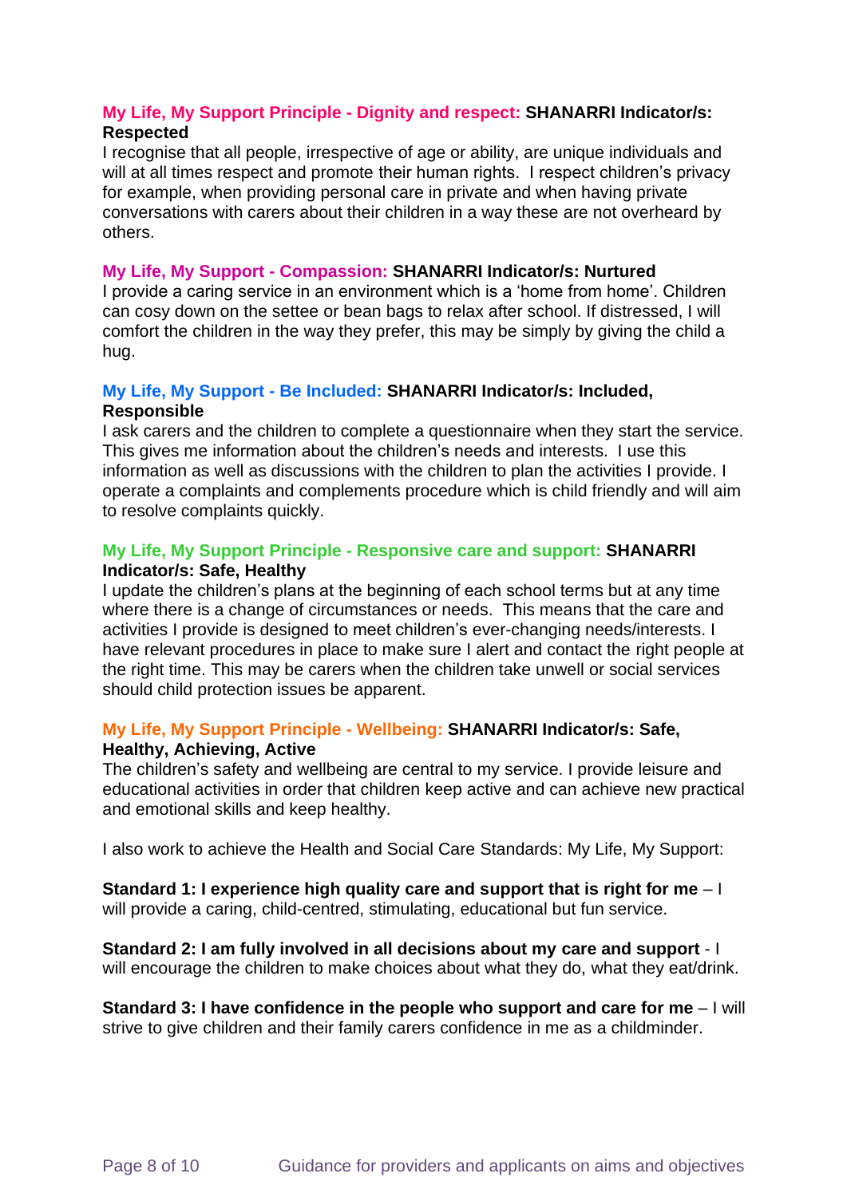**My Life, My Support Principle - Dignity and respect: SHANARRI Indicator/s: Respected**

I recognise that all people, irrespective of age or ability, are unique individuals and will at all times respect and promote their human rights. I respect children's privacy for example, when providing personal care in private and when having private conversations with carers about their children in a way these are not overheard by others.

**My Life, My Support - Compassion: SHANARRI Indicator/s: Nurtured**

I provide a caring service in an environment which is a 'home from home'. Children can cosy down on the settee or bean bags to relax after school. If distressed, I will comfort the children in the way they prefer, this may be simply by giving the child a hug.

**My Life, My Support - Be Included: SHANARRI Indicator/s: Included, Responsible**

I ask carers and the children to complete a questionnaire when they start the service. This gives me information about the children's needs and interests. I use this information as well as discussions with the children to plan the activities I provide. I operate a complaints and complements procedure which is child friendly and will aim to resolve complaints quickly.

**My Life, My Support Principle - Responsive care and support: SHANARRI Indicator/s: Safe, Healthy**

I update the children's plans at the beginning of each school terms but at any time where there is a change of circumstances or needs. This means that the care and activities I provide is designed to meet children's ever-changing needs/interests. I have relevant procedures in place to make sure I alert and contact the right people at the right time. This may be carers when the children take unwell or social services should child protection issues be apparent.

**My Life, My Support Principle - Wellbeing: SHANARRI Indicator/s: Safe, Healthy, Achieving, Active**

The children's safety and wellbeing are central to my service. I provide leisure and educational activities in order that children keep active and can achieve new practical and emotional skills and keep healthy.

I also work to achieve the Health and Social Care Standards: My Life, My Support:

**Standard 1: I experience high quality care and support that is right for me** – I will provide a caring, child-centred, stimulating, educational but fun service.

**Standard 2: I am fully involved in all decisions about my care and support** - I will encourage the children to make choices about what they do, what they eat/drink.

**Standard 3: I have confidence in the people who support and care for me** – I will strive to give children and their family carers confidence in me as a childminder.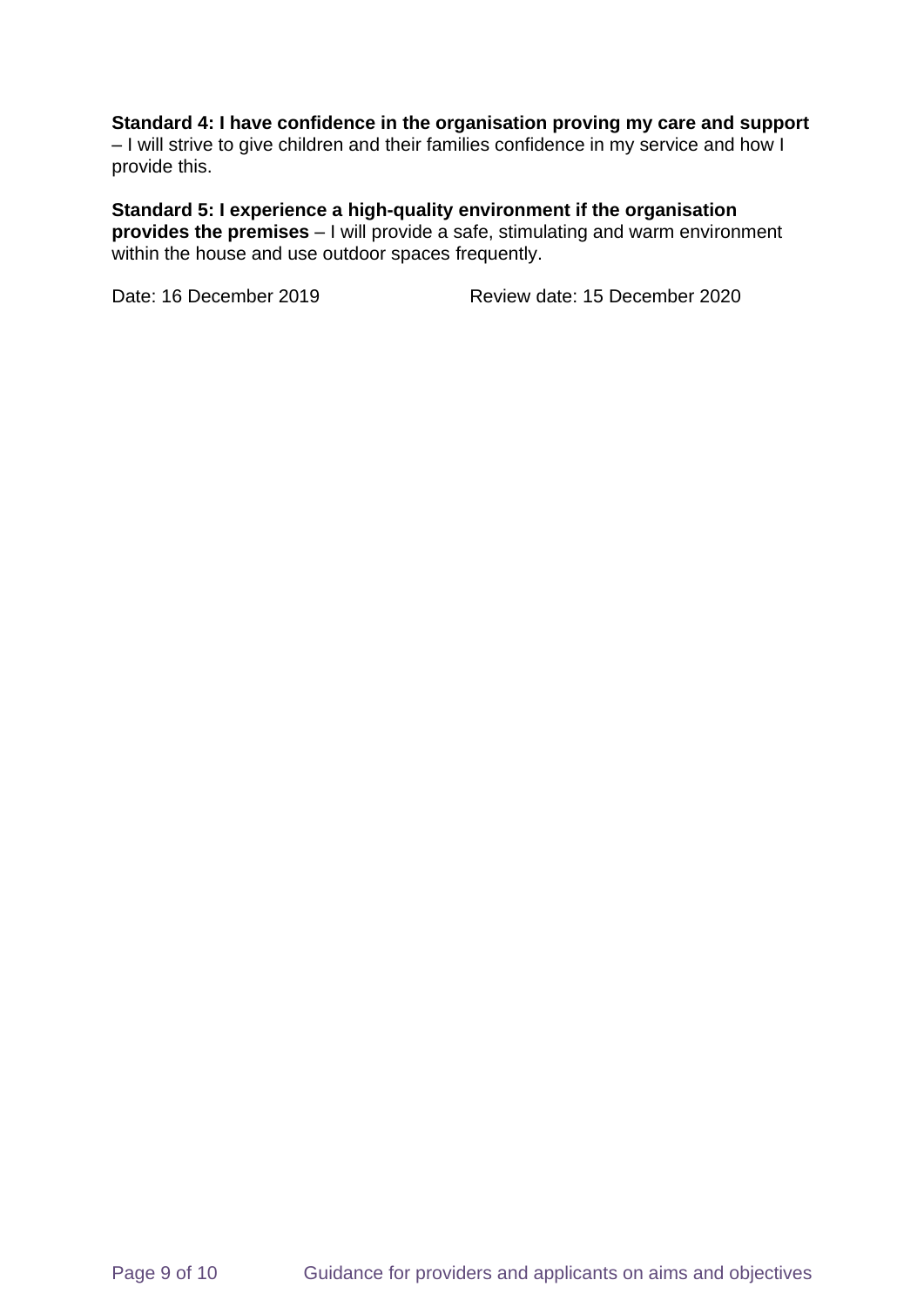**Standard 4: I have confidence in the organisation proving my care and support** – I will strive to give children and their families confidence in my service and how I provide this.

**Standard 5: I experience a high-quality environment if the organisation provides the premises** – I will provide a safe, stimulating and warm environment within the house and use outdoor spaces frequently.

Date: 16 December 2019 Review date: 15 December 2020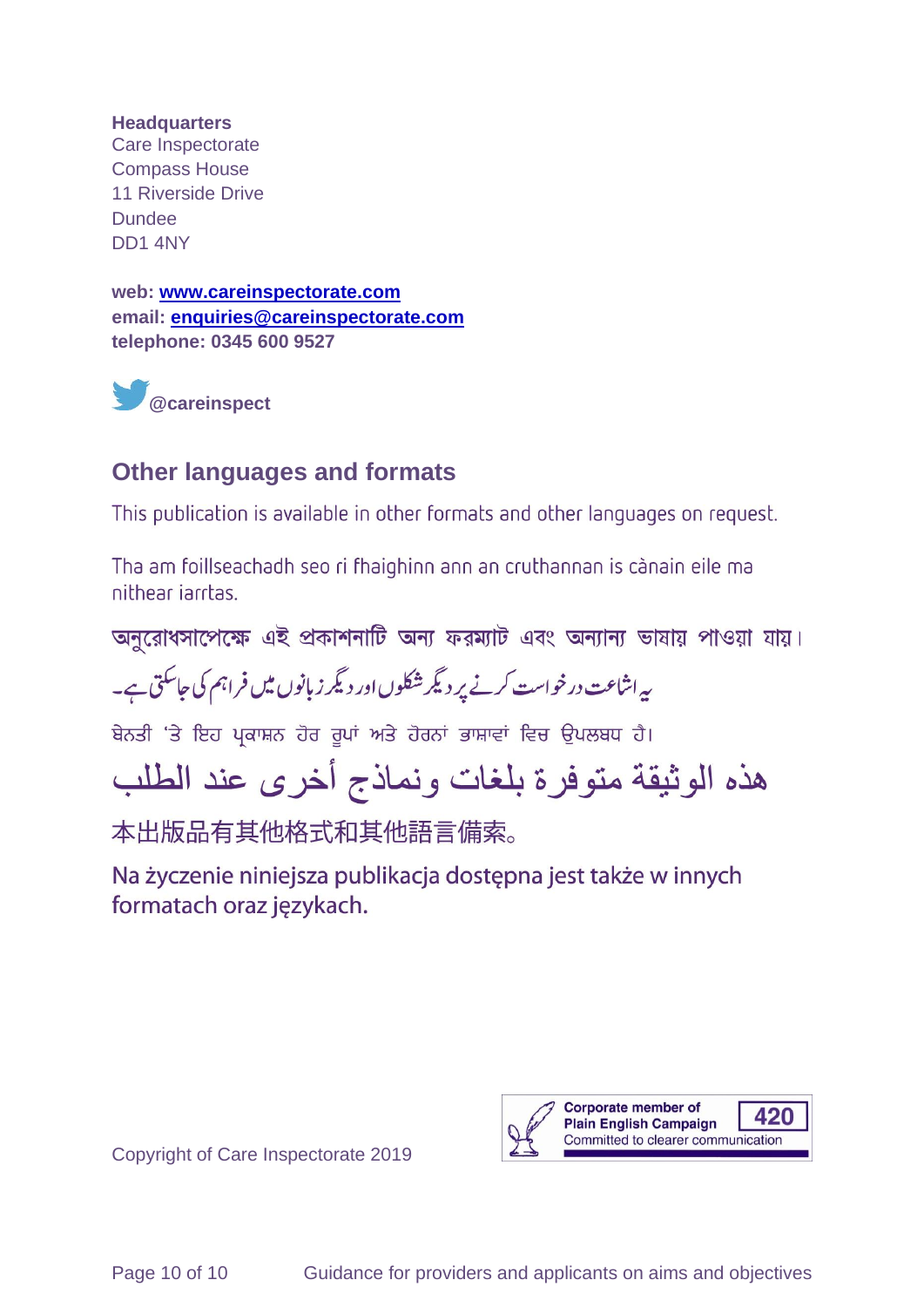**Headquarters**
Care Inspectorate
Compass House
11 Riverside Drive
Dundee
DD1 4NY

**web: [www.careinspectorate.com](http://www.careinspectorate.com)**
**email: [enquiries@careinspectorate.com](mailto:enquiries@careinspectorate.com)**
**telephone: 0345 600 9527**

**@careinspect**

## Other languages and formats

This publication is available in other formats and other languages on request.

Tha am foillseachadh seo ri fhaighinn ann an cruthannan is cànain eile ma nithear iarrtas.

অনুরোধসাপেক্ষে এই প্রকাশনাটি অন্য ফরম্যাট এবং অন্যান্য ভাষায় পাওয়া যায়।

یہ اشاعت درخواست کرنے پر دیگر شکلوں اور دیگر زبانوں میں فراہم کی جاسکتی ہے۔

ਬੇਨਤੀ 'ਤੇ ਇਹ ਪ੍ਰਕਾਸ਼ਨ ਹੋਰ ਰੂਪਾਂ ਅਤੇ ਹੋਰਨਾਂ ਭਾਸ਼ਾਵਾਂ ਵਿਚ ਉਪਲਬਧ ਹੈ।

هذه الوثيقة متوفرة بلغات ونماذج أخرى عند الطلب

本出版品有其他格式和其他語言備索。

Na życzenie niniejsza publikacja dostępna jest także w innych formatach oraz językach.

Copyright of Care Inspectorate 2019

Corporate member of Plain English Campaign 420
Committed to clearer communication